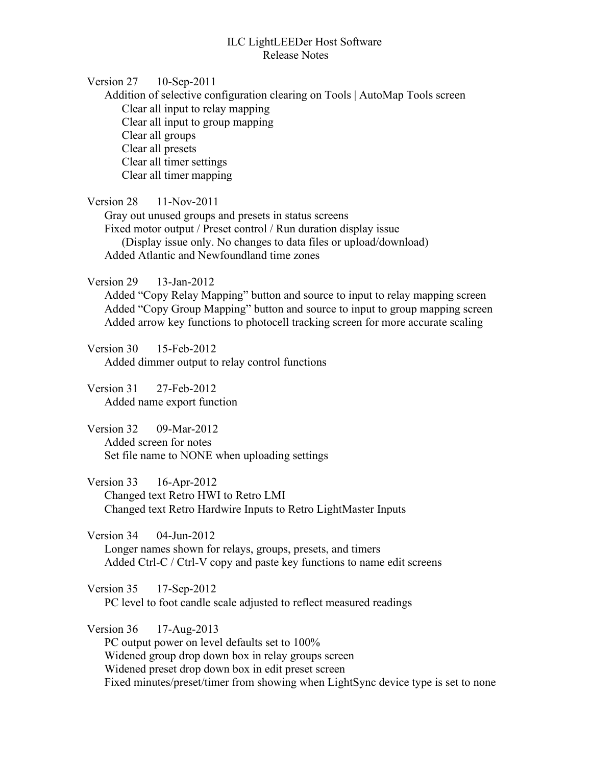# ILC LightLEEDer Host Software
## Release Notes

Version 27 10-Sep-2011

- Addition of selective configuration clearing on Tools | AutoMap Tools screen
  - Clear all input to relay mapping
  - Clear all input to group mapping
  - Clear all groups
  - Clear all presets
  - Clear all timer settings
  - Clear all timer mapping

Version 28 11-Nov-2011

- Gray out unused groups and presets in status screens
- Fixed motor output / Preset control / Run duration display issue
  - (Display issue only. No changes to data files or upload/download)
- Added Atlantic and Newfoundland time zones

Version 29 13-Jan-2012

- Added "Copy Relay Mapping" button and source to input to relay mapping screen
- Added "Copy Group Mapping" button and source to input to group mapping screen
- Added arrow key functions to photocell tracking screen for more accurate scaling

Version 30 15-Feb-2012

- Added dimmer output to relay control functions

Version 31 27-Feb-2012

- Added name export function

Version 32 09-Mar-2012

- Added screen for notes
- Set file name to NONE when uploading settings

Version 33 16-Apr-2012

- Changed text Retro HWI to Retro LMI
- Changed text Retro Hardwire Inputs to Retro LightMaster Inputs

Version 34 04-Jun-2012

- Longer names shown for relays, groups, presets, and timers
- Added Ctrl-C / Ctrl-V copy and paste key functions to name edit screens

Version 35 17-Sep-2012

- PC level to foot candle scale adjusted to reflect measured readings

Version 36 17-Aug-2013

- PC output power on level defaults set to 100%
- Widened group drop down box in relay groups screen
- Widened preset drop down box in edit preset screen
- Fixed minutes/preset/timer from showing when LightSync device type is set to none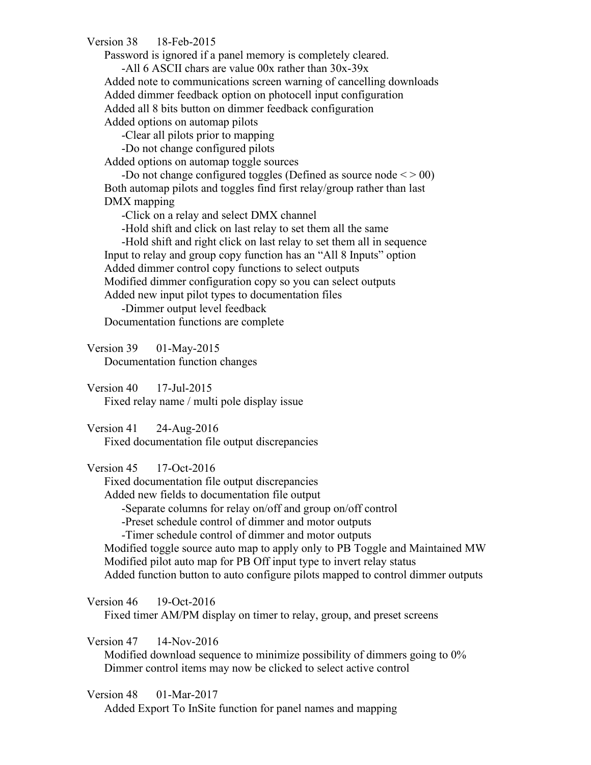Version 38    18-Feb-2015

- Password is ignored if a panel memory is completely cleared.
  - -All 6 ASCII chars are value 00x rather than 30x-39x
- Added note to communications screen warning of cancelling downloads
- Added dimmer feedback option on photocell input configuration
- Added all 8 bits button on dimmer feedback configuration
- Added options on automap pilots
  - -Clear all pilots prior to mapping
  - -Do not change configured pilots
- Added options on automap toggle sources
  - -Do not change configured toggles (Defined as source node < > 00)
- Both automap pilots and toggles find first relay/group rather than last
- DMX mapping
  - -Click on a relay and select DMX channel
  - -Hold shift and click on last relay to set them all the same
  - -Hold shift and right click on last relay to set them all in sequence
- Input to relay and group copy function has an "All 8 Inputs" option
- Added dimmer control copy functions to select outputs
- Modified dimmer configuration copy so you can select outputs
- Added new input pilot types to documentation files
  - -Dimmer output level feedback
- Documentation functions are complete

Version 39    01-May-2015

- Documentation function changes

Version 40    17-Jul-2015

- Fixed relay name / multi pole display issue

Version 41    24-Aug-2016

- Fixed documentation file output discrepancies

Version 45    17-Oct-2016

- Fixed documentation file output discrepancies
- Added new fields to documentation file output
  - -Separate columns for relay on/off and group on/off control
  - -Preset schedule control of dimmer and motor outputs
  - -Timer schedule control of dimmer and motor outputs
- Modified toggle source auto map to apply only to PB Toggle and Maintained MW
- Modified pilot auto map for PB Off input type to invert relay status
- Added function button to auto configure pilots mapped to control dimmer outputs

Version 46    19-Oct-2016

- Fixed timer AM/PM display on timer to relay, group, and preset screens

Version 47    14-Nov-2016

- Modified download sequence to minimize possibility of dimmers going to 0%
- Dimmer control items may now be clicked to select active control

Version 48    01-Mar-2017

- Added Export To InSite function for panel names and mapping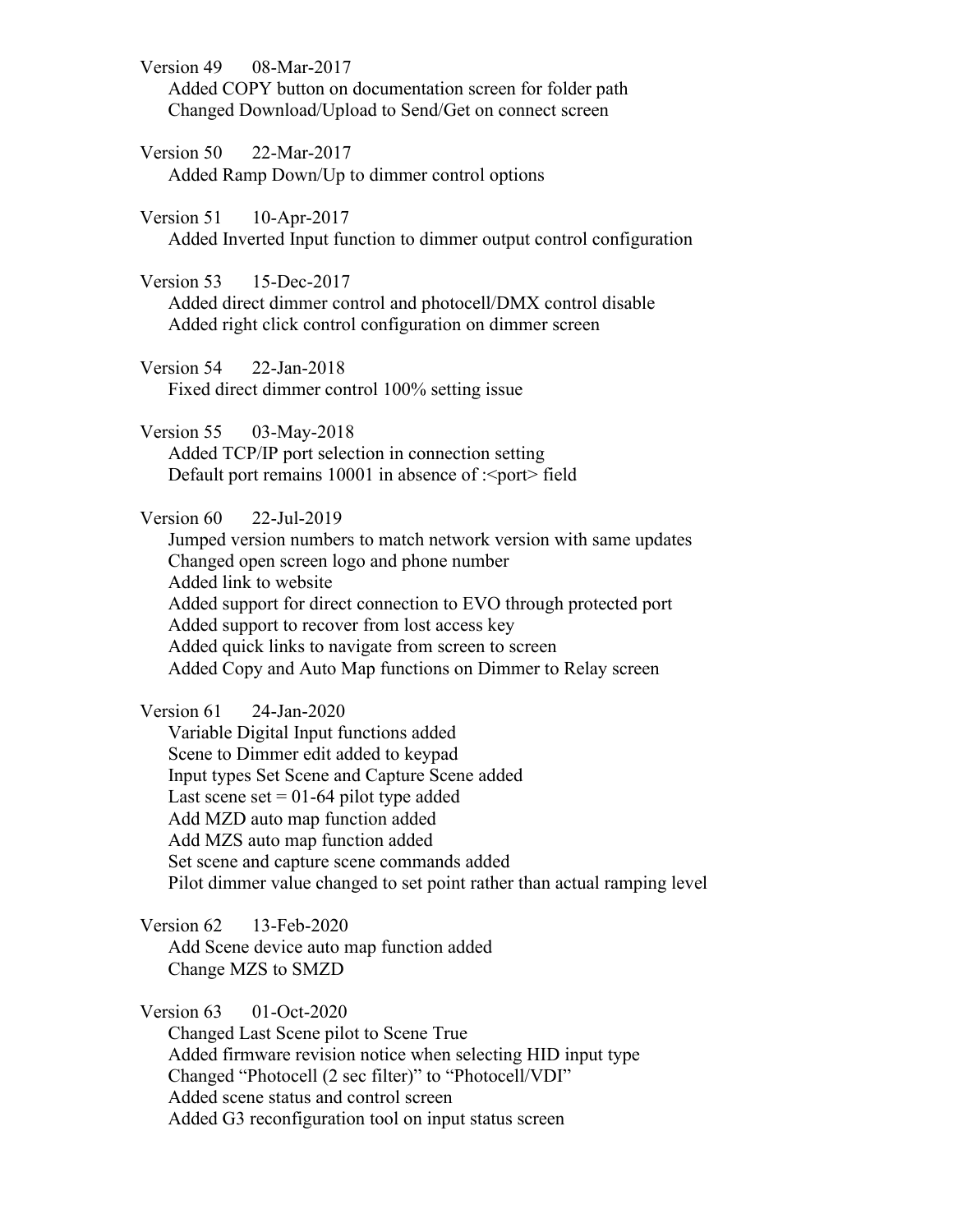Version 49 08-Mar-2017
- Added COPY button on documentation screen for folder path
- Changed Download/Upload to Send/Get on connect screen

Version 50 22-Mar-2017
- Added Ramp Down/Up to dimmer control options

Version 51 10-Apr-2017
- Added Inverted Input function to dimmer output control configuration

Version 53 15-Dec-2017
- Added direct dimmer control and photocell/DMX control disable
- Added right click control configuration on dimmer screen

Version 54 22-Jan-2018
- Fixed direct dimmer control 100% setting issue

Version 55 03-May-2018
- Added TCP/IP port selection in connection setting
- Default port remains 10001 in absence of :<port> field

Version 60 22-Jul-2019
- Jumped version numbers to match network version with same updates
- Changed open screen logo and phone number
- Added link to website
- Added support for direct connection to EVO through protected port
- Added support to recover from lost access key
- Added quick links to navigate from screen to screen
- Added Copy and Auto Map functions on Dimmer to Relay screen

Version 61 24-Jan-2020
- Variable Digital Input functions added
- Scene to Dimmer edit added to keypad
- Input types Set Scene and Capture Scene added
- Last scene set = 01-64 pilot type added
- Add MZD auto map function added
- Add MZS auto map function added
- Set scene and capture scene commands added
- Pilot dimmer value changed to set point rather than actual ramping level

Version 62 13-Feb-2020
- Add Scene device auto map function added
- Change MZS to SMZD

Version 63 01-Oct-2020
- Changed Last Scene pilot to Scene True
- Added firmware revision notice when selecting HID input type
- Changed "Photocell (2 sec filter)" to "Photocell/VDI"
- Added scene status and control screen
- Added G3 reconfiguration tool on input status screen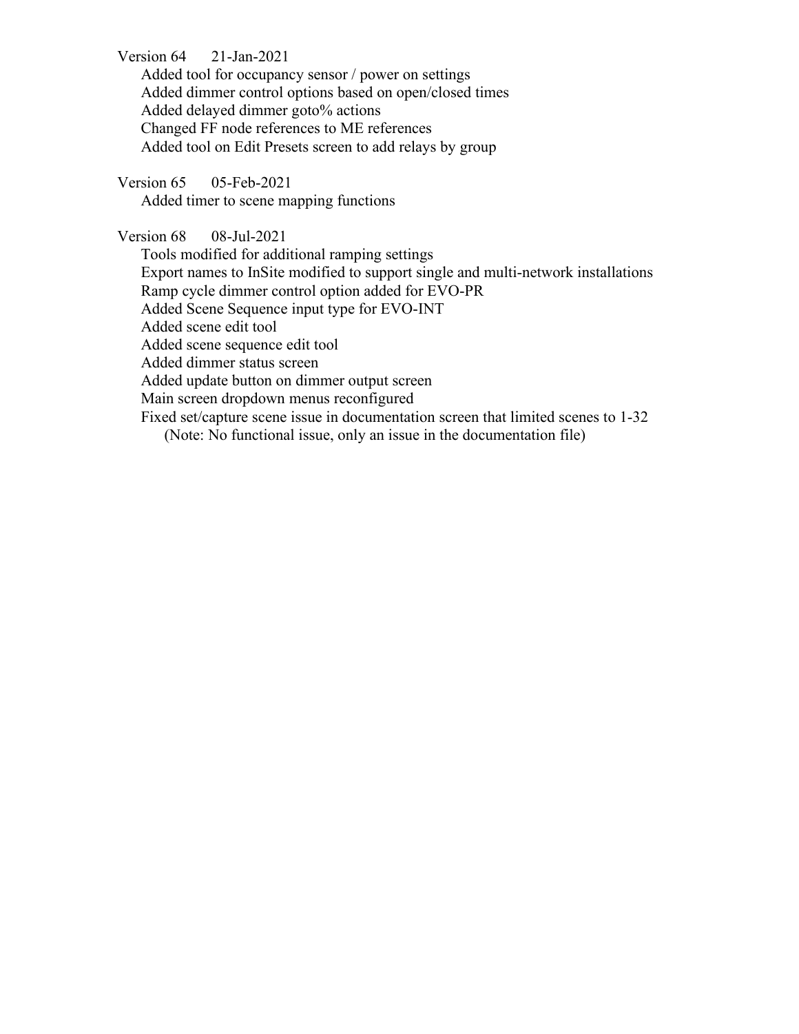Version 64    21-Jan-2021

- Added tool for occupancy sensor / power on settings
- Added dimmer control options based on open/closed times
- Added delayed dimmer goto% actions
- Changed FF node references to ME references
- Added tool on Edit Presets screen to add relays by group

Version 65    05-Feb-2021

- Added timer to scene mapping functions

Version 68    08-Jul-2021

- Tools modified for additional ramping settings
- Export names to InSite modified to support single and multi-network installations
- Ramp cycle dimmer control option added for EVO-PR
- Added Scene Sequence input type for EVO-INT
- Added scene edit tool
- Added scene sequence edit tool
- Added dimmer status screen
- Added update button on dimmer output screen
- Main screen dropdown menus reconfigured
- Fixed set/capture scene issue in documentation screen that limited scenes to 1-32
  (Note: No functional issue, only an issue in the documentation file)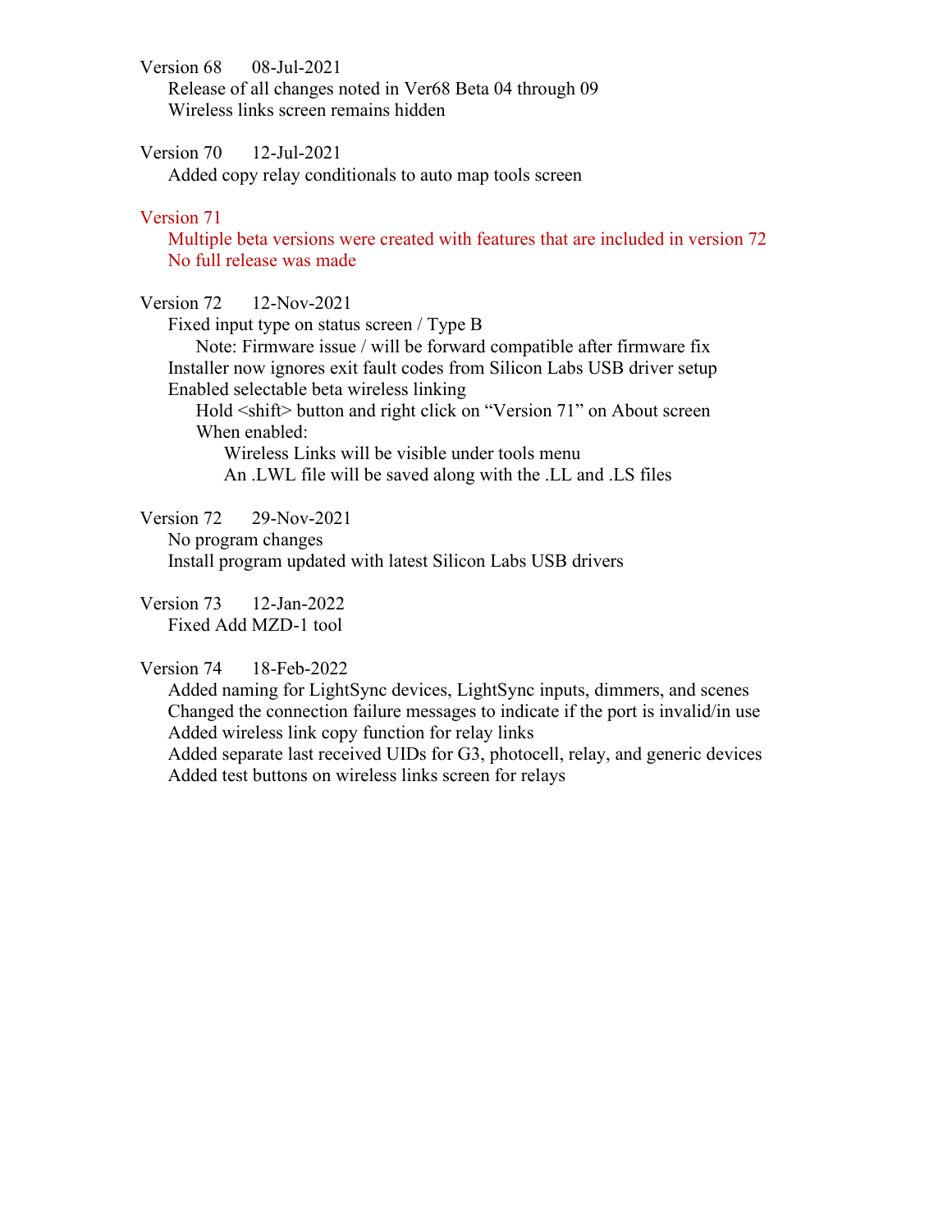Version 68 08-Jul-2021

- Release of all changes noted in Ver68 Beta 04 through 09
- Wireless links screen remains hidden

Version 70 12-Jul-2021

- Added copy relay conditionals to auto map tools screen

Version 71

- Multiple beta versions were created with features that are included in version 72
- No full release was made

Version 72 12-Nov-2021

- Fixed input type on status screen / Type B
  - Note: Firmware issue / will be forward compatible after firmware fix
- Installer now ignores exit fault codes from Silicon Labs USB driver setup
- Enabled selectable beta wireless linking
  - Hold <shift> button and right click on “Version 71” on About screen
  - When enabled:
    - Wireless Links will be visible under tools menu
    - An .LWL file will be saved along with the .LL and .LS files

Version 72 29-Nov-2021

- No program changes
- Install program updated with latest Silicon Labs USB drivers

Version 73 12-Jan-2022

- Fixed Add MZD-1 tool

Version 74 18-Feb-2022

- Added naming for LightSync devices, LightSync inputs, dimmers, and scenes
- Changed the connection failure messages to indicate if the port is invalid/in use
- Added wireless link copy function for relay links
- Added separate last received UIDs for G3, photocell, relay, and generic devices
- Added test buttons on wireless links screen for relays